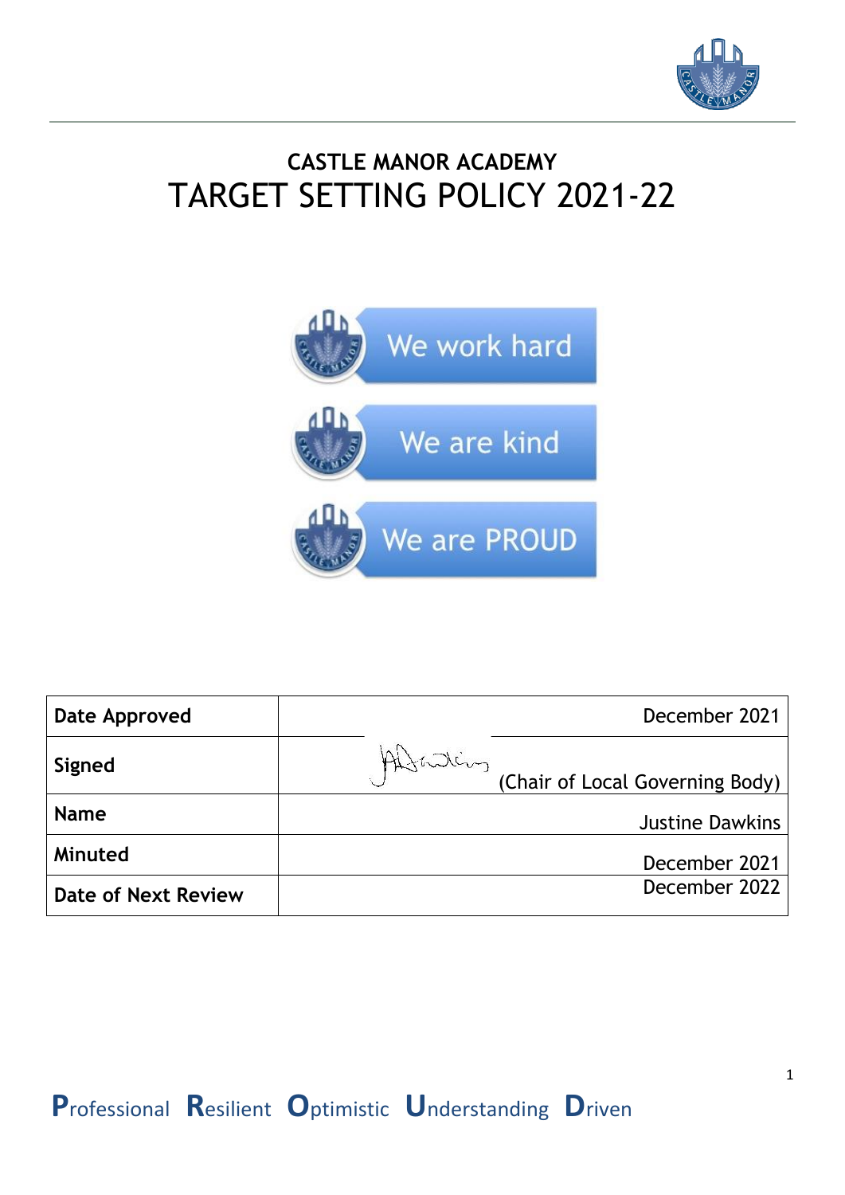# CASTLE MANOR ACADEMY

# TARGET SETTING POLICY 2021-22

We work hard

We are kind

We are PROUD

| Date Approved | December 2021 |
|---|---|
| Signed | (Chair of Local Governing Body) |
| Name | Justine Dawkins |
| Minuted | December 2021 |
| Date of Next Review | December 2022 |

**P**rofessional **R**esilient **O**ptimistic **U**nderstanding **D**riven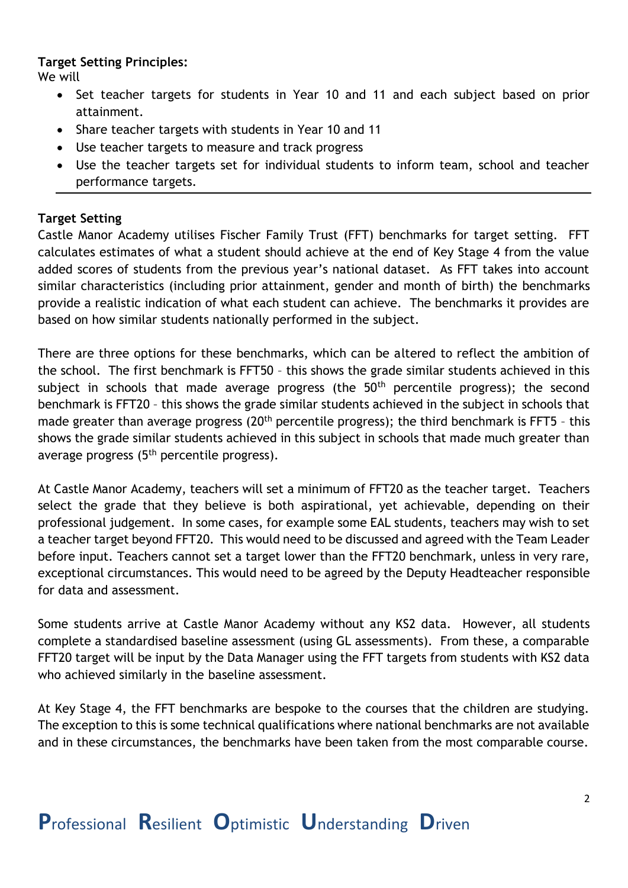**Target Setting Principles:**

We will

- Set teacher targets for students in Year 10 and 11 and each subject based on prior attainment.
- Share teacher targets with students in Year 10 and 11
- Use teacher targets to measure and track progress
- Use the teacher targets set for individual students to inform team, school and teacher performance targets.

---

**Target Setting**

Castle Manor Academy utilises Fischer Family Trust (FFT) benchmarks for target setting. FFT calculates estimates of what a student should achieve at the end of Key Stage 4 from the value added scores of students from the previous year's national dataset. As FFT takes into account similar characteristics (including prior attainment, gender and month of birth) the benchmarks provide a realistic indication of what each student can achieve. The benchmarks it provides are based on how similar students nationally performed in the subject.

There are three options for these benchmarks, which can be altered to reflect the ambition of the school. The first benchmark is FFT50 – this shows the grade similar students achieved in this subject in schools that made average progress (the 50th percentile progress); the second benchmark is FFT20 – this shows the grade similar students achieved in the subject in schools that made greater than average progress (20th percentile progress); the third benchmark is FFT5 – this shows the grade similar students achieved in this subject in schools that made much greater than average progress (5th percentile progress).

At Castle Manor Academy, teachers will set a minimum of FFT20 as the teacher target. Teachers select the grade that they believe is both aspirational, yet achievable, depending on their professional judgement. In some cases, for example some EAL students, teachers may wish to set a teacher target beyond FFT20. This would need to be discussed and agreed with the Team Leader before input. Teachers cannot set a target lower than the FFT20 benchmark, unless in very rare, exceptional circumstances. This would need to be agreed by the Deputy Headteacher responsible for data and assessment.

Some students arrive at Castle Manor Academy without any KS2 data. However, all students complete a standardised baseline assessment (using GL assessments). From these, a comparable FFT20 target will be input by the Data Manager using the FFT targets from students with KS2 data who achieved similarly in the baseline assessment.

At Key Stage 4, the FFT benchmarks are bespoke to the courses that the children are studying. The exception to this is some technical qualifications where national benchmarks are not available and in these circumstances, the benchmarks have been taken from the most comparable course.